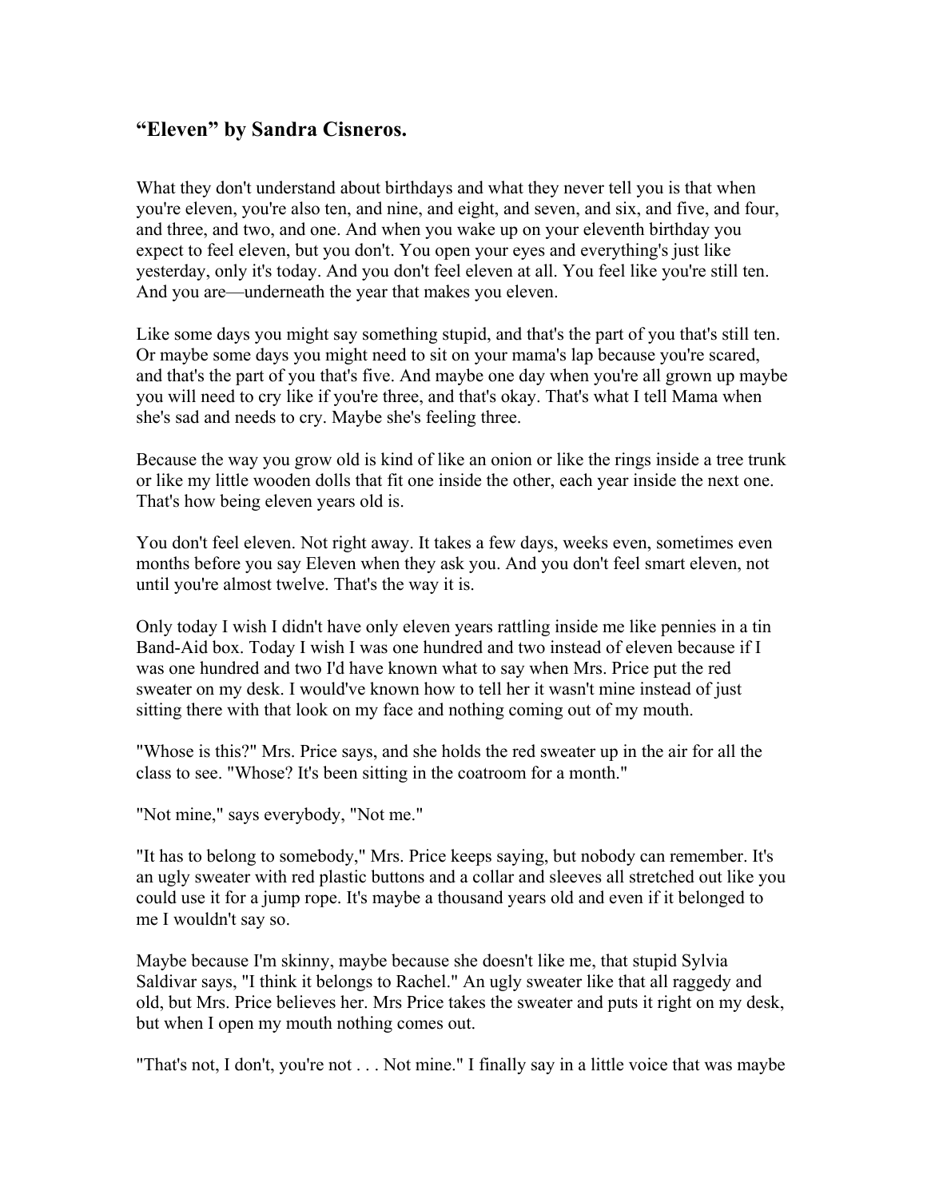## **"Eleven" by Sandra Cisneros.**

What they don't understand about birthdays and what they never tell you is that when you're eleven, you're also ten, and nine, and eight, and seven, and six, and five, and four, and three, and two, and one. And when you wake up on your eleventh birthday you expect to feel eleven, but you don't. You open your eyes and everything's just like yesterday, only it's today. And you don't feel eleven at all. You feel like you're still ten. And you are—underneath the year that makes you eleven.

Like some days you might say something stupid, and that's the part of you that's still ten. Or maybe some days you might need to sit on your mama's lap because you're scared, and that's the part of you that's five. And maybe one day when you're all grown up maybe you will need to cry like if you're three, and that's okay. That's what I tell Mama when she's sad and needs to cry. Maybe she's feeling three.

Because the way you grow old is kind of like an onion or like the rings inside a tree trunk or like my little wooden dolls that fit one inside the other, each year inside the next one. That's how being eleven years old is.

You don't feel eleven. Not right away. It takes a few days, weeks even, sometimes even months before you say Eleven when they ask you. And you don't feel smart eleven, not until you're almost twelve. That's the way it is.

Only today I wish I didn't have only eleven years rattling inside me like pennies in a tin Band-Aid box. Today I wish I was one hundred and two instead of eleven because if I was one hundred and two I'd have known what to say when Mrs. Price put the red sweater on my desk. I would've known how to tell her it wasn't mine instead of just sitting there with that look on my face and nothing coming out of my mouth.

"Whose is this?" Mrs. Price says, and she holds the red sweater up in the air for all the class to see. "Whose? It's been sitting in the coatroom for a month."

"Not mine," says everybody, "Not me."

"It has to belong to somebody," Mrs. Price keeps saying, but nobody can remember. It's an ugly sweater with red plastic buttons and a collar and sleeves all stretched out like you could use it for a jump rope. It's maybe a thousand years old and even if it belonged to me I wouldn't say so.

Maybe because I'm skinny, maybe because she doesn't like me, that stupid Sylvia Saldivar says, "I think it belongs to Rachel." An ugly sweater like that all raggedy and old, but Mrs. Price believes her. Mrs Price takes the sweater and puts it right on my desk, but when I open my mouth nothing comes out.

"That's not, I don't, you're not . . . Not mine." I finally say in a little voice that was maybe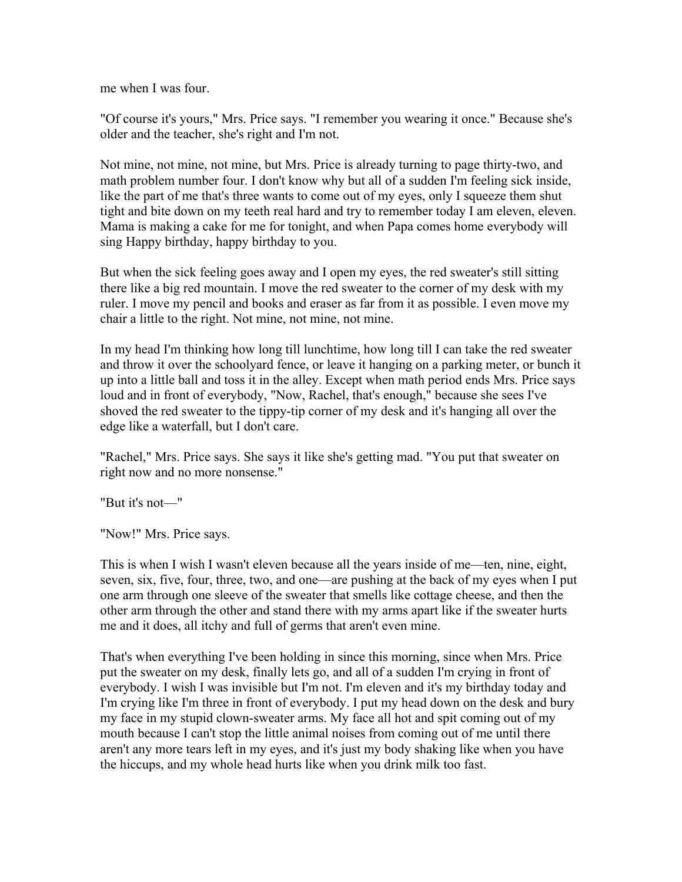me when I was four.

"Of course it's yours," Mrs. Price says. "I remember you wearing it once." Because she's older and the teacher, she's right and I'm not.

Not mine, not mine, not mine, but Mrs. Price is already turning to page thirty-two, and math problem number four. I don't know why but all of a sudden I'm feeling sick inside, like the part of me that's three wants to come out of my eyes, only I squeeze them shut tight and bite down on my teeth real hard and try to remember today I am eleven, eleven. Mama is making a cake for me for tonight, and when Papa comes home everybody will sing Happy birthday, happy birthday to you.

But when the sick feeling goes away and I open my eyes, the red sweater's still sitting there like a big red mountain. I move the red sweater to the corner of my desk with my ruler. I move my pencil and books and eraser as far from it as possible. I even move my chair a little to the right. Not mine, not mine, not mine.

In my head I'm thinking how long till lunchtime, how long till I can take the red sweater and throw it over the schoolyard fence, or leave it hanging on a parking meter, or bunch it up into a little ball and toss it in the alley. Except when math period ends Mrs. Price says loud and in front of everybody, "Now, Rachel, that's enough," because she sees I've shoved the red sweater to the tippy-tip corner of my desk and it's hanging all over the edge like a waterfall, but I don't care.

"Rachel," Mrs. Price says. She says it like she's getting mad. "You put that sweater on right now and no more nonsense."

"But it's not—"

"Now!" Mrs. Price says.

This is when I wish I wasn't eleven because all the years inside of me—ten, nine, eight, seven, six, five, four, three, two, and one—are pushing at the back of my eyes when I put one arm through one sleeve of the sweater that smells like cottage cheese, and then the other arm through the other and stand there with my arms apart like if the sweater hurts me and it does, all itchy and full of germs that aren't even mine.

That's when everything I've been holding in since this morning, since when Mrs. Price put the sweater on my desk, finally lets go, and all of a sudden I'm crying in front of everybody. I wish I was invisible but I'm not. I'm eleven and it's my birthday today and I'm crying like I'm three in front of everybody. I put my head down on the desk and bury my face in my stupid clown-sweater arms. My face all hot and spit coming out of my mouth because I can't stop the little animal noises from coming out of me until there aren't any more tears left in my eyes, and it's just my body shaking like when you have the hiccups, and my whole head hurts like when you drink milk too fast.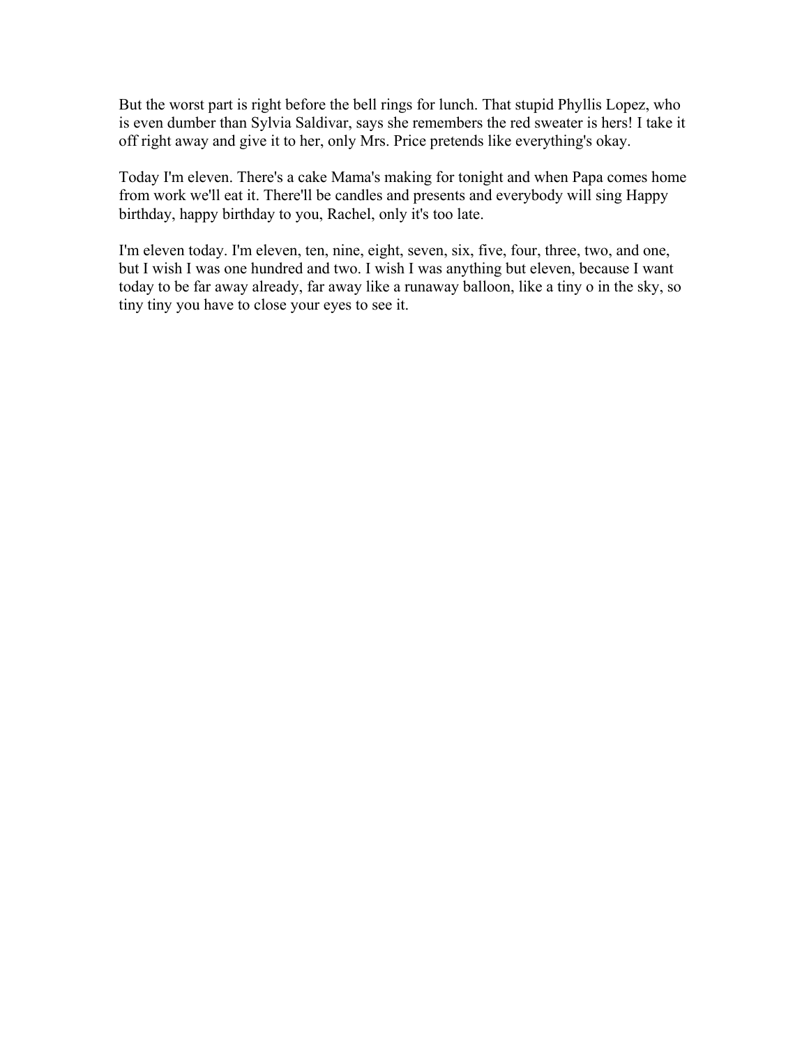But the worst part is right before the bell rings for lunch. That stupid Phyllis Lopez, who is even dumber than Sylvia Saldivar, says she remembers the red sweater is hers! I take it off right away and give it to her, only Mrs. Price pretends like everything's okay.

Today I'm eleven. There's a cake Mama's making for tonight and when Papa comes home from work we'll eat it. There'll be candles and presents and everybody will sing Happy birthday, happy birthday to you, Rachel, only it's too late.

I'm eleven today. I'm eleven, ten, nine, eight, seven, six, five, four, three, two, and one, but I wish I was one hundred and two. I wish I was anything but eleven, because I want today to be far away already, far away like a runaway balloon, like a tiny o in the sky, so tiny tiny you have to close your eyes to see it.